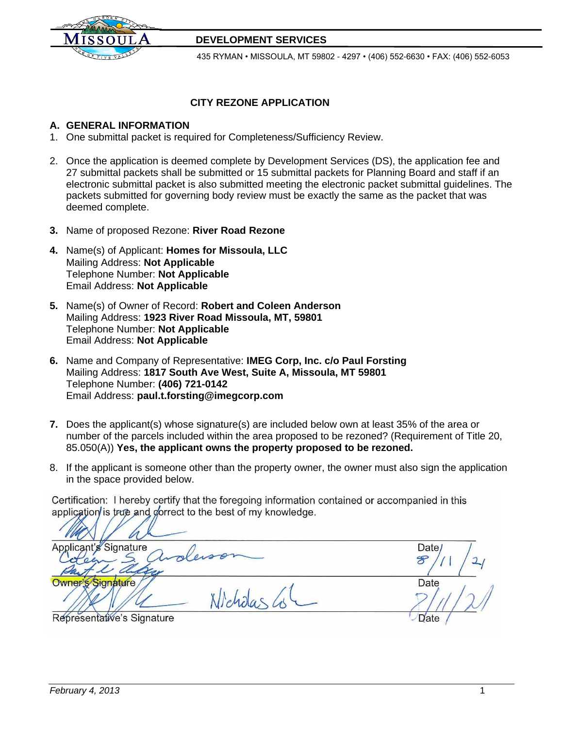MISSOULA

**DEVELOPMENT SERVICES**

435 RYMAN • MISSOULA, MT 59802 - 4297 • (406) 552-6630 • FAX: (406) 552-6053

## CITY REZONE APPLICATION

### A. GENERAL INFORMATION

1. One submittal packet is required for Completeness/Sufficiency Review.

2. Once the application is deemed complete by Development Services (DS), the application fee and 27 submittal packets shall be submitted or 15 submittal packets for Planning Board and staff if an electronic submittal packet is also submitted meeting the electronic packet submittal guidelines. The packets submitted for governing body review must be exactly the same as the packet that was deemed complete.

3. Name of proposed Rezone: **River Road Rezone**

4. Name(s) of Applicant: **Homes for Missoula, LLC**
   Mailing Address: **Not Applicable**
   Telephone Number: **Not Applicable**
   Email Address: **Not Applicable**

5. Name(s) of Owner of Record: **Robert and Coleen Anderson**
   Mailing Address: **1923 River Road Missoula, MT, 59801**
   Telephone Number: **Not Applicable**
   Email Address: **Not Applicable**

6. Name and Company of Representative: **IMEG Corp, Inc. c/o Paul Forsting**
   Mailing Address: **1817 South Ave West, Suite A, Missoula, MT 59801**
   Telephone Number: **(406) 721-0142**
   Email Address: **paul.t.forsting@imegcorp.com**

7. Does the applicant(s) whose signature(s) are included below own at least 35% of the area or number of the parcels included within the area proposed to be rezoned? (Requirement of Title 20, 85.050(A)) **Yes, the applicant owns the property proposed to be rezoned.**

8. If the applicant is someone other than the property owner, the owner must also sign the application in the space provided below.

Certification: I hereby certify that the foregoing information contained or accompanied in this application is true and correct to the best of my knowledge.

Applicant's Signature — Date

Coleen S. Anderson — 8/11/21

Owner's Signature — Date

Nicholas — 8/11/21

Representative's Signature — Date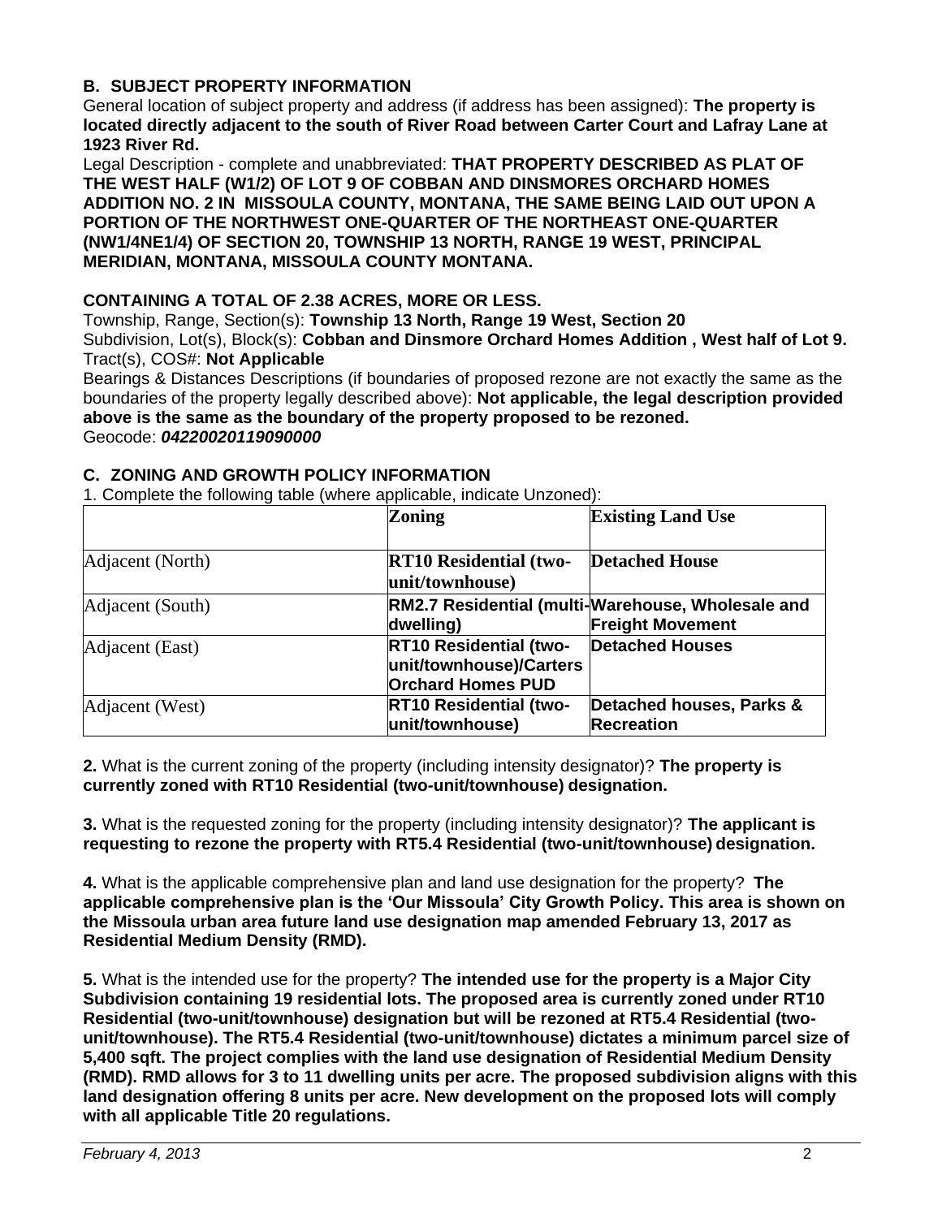### B. SUBJECT PROPERTY INFORMATION

General location of subject property and address (if address has been assigned): **The property is located directly adjacent to the south of River Road between Carter Court and Lafray Lane at 1923 River Rd.**

Legal Description - complete and unabbreviated: **THAT PROPERTY DESCRIBED AS PLAT OF THE WEST HALF (W1/2) OF LOT 9 OF COBBAN AND DINSMORES ORCHARD HOMES ADDITION NO. 2 IN MISSOULA COUNTY, MONTANA, THE SAME BEING LAID OUT UPON A PORTION OF THE NORTHWEST ONE-QUARTER OF THE NORTHEAST ONE-QUARTER (NW1/4NE1/4) OF SECTION 20, TOWNSHIP 13 NORTH, RANGE 19 WEST, PRINCIPAL MERIDIAN, MONTANA, MISSOULA COUNTY MONTANA.**

**CONTAINING A TOTAL OF 2.38 ACRES, MORE OR LESS.**

Township, Range, Section(s): **Township 13 North, Range 19 West, Section 20**

Subdivision, Lot(s), Block(s): **Cobban and Dinsmore Orchard Homes Addition , West half of Lot 9.**

Tract(s), COS#: **Not Applicable**

Bearings & Distances Descriptions (if boundaries of proposed rezone are not exactly the same as the boundaries of the property legally described above): **Not applicable, the legal description provided above is the same as the boundary of the property proposed to be rezoned.**

Geocode: ***04220020119090000***

### C. ZONING AND GROWTH POLICY INFORMATION

1. Complete the following table (where applicable, indicate Unzoned):

| | **Zoning** | **Existing Land Use** |
|---|---|---|
| Adjacent (North) | **RT10 Residential (two-unit/townhouse)** | **Detached House** |
| Adjacent (South) | **RM2.7 Residential (multi-dwelling)** | **Warehouse, Wholesale and Freight Movement** |
| Adjacent (East) | **RT10 Residential (two-unit/townhouse)/Carters Orchard Homes PUD** | **Detached Houses** |
| Adjacent (West) | **RT10 Residential (two-unit/townhouse)** | **Detached houses, Parks & Recreation** |

**2.** What is the current zoning of the property (including intensity designator)? **The property is currently zoned with RT10 Residential (two-unit/townhouse) designation.**

**3.** What is the requested zoning for the property (including intensity designator)? **The applicant is requesting to rezone the property with RT5.4 Residential (two-unit/townhouse) designation.**

**4.** What is the applicable comprehensive plan and land use designation for the property? **The applicable comprehensive plan is the 'Our Missoula' City Growth Policy. This area is shown on the Missoula urban area future land use designation map amended February 13, 2017 as Residential Medium Density (RMD).**

**5.** What is the intended use for the property? **The intended use for the property is a Major City Subdivision containing 19 residential lots. The proposed area is currently zoned under RT10 Residential (two-unit/townhouse) designation but will be rezoned at RT5.4 Residential (two-unit/townhouse). The RT5.4 Residential (two-unit/townhouse) dictates a minimum parcel size of 5,400 sqft. The project complies with the land use designation of Residential Medium Density (RMD). RMD allows for 3 to 11 dwelling units per acre. The proposed subdivision aligns with this land designation offering 8 units per acre. New development on the proposed lots will comply with all applicable Title 20 regulations.**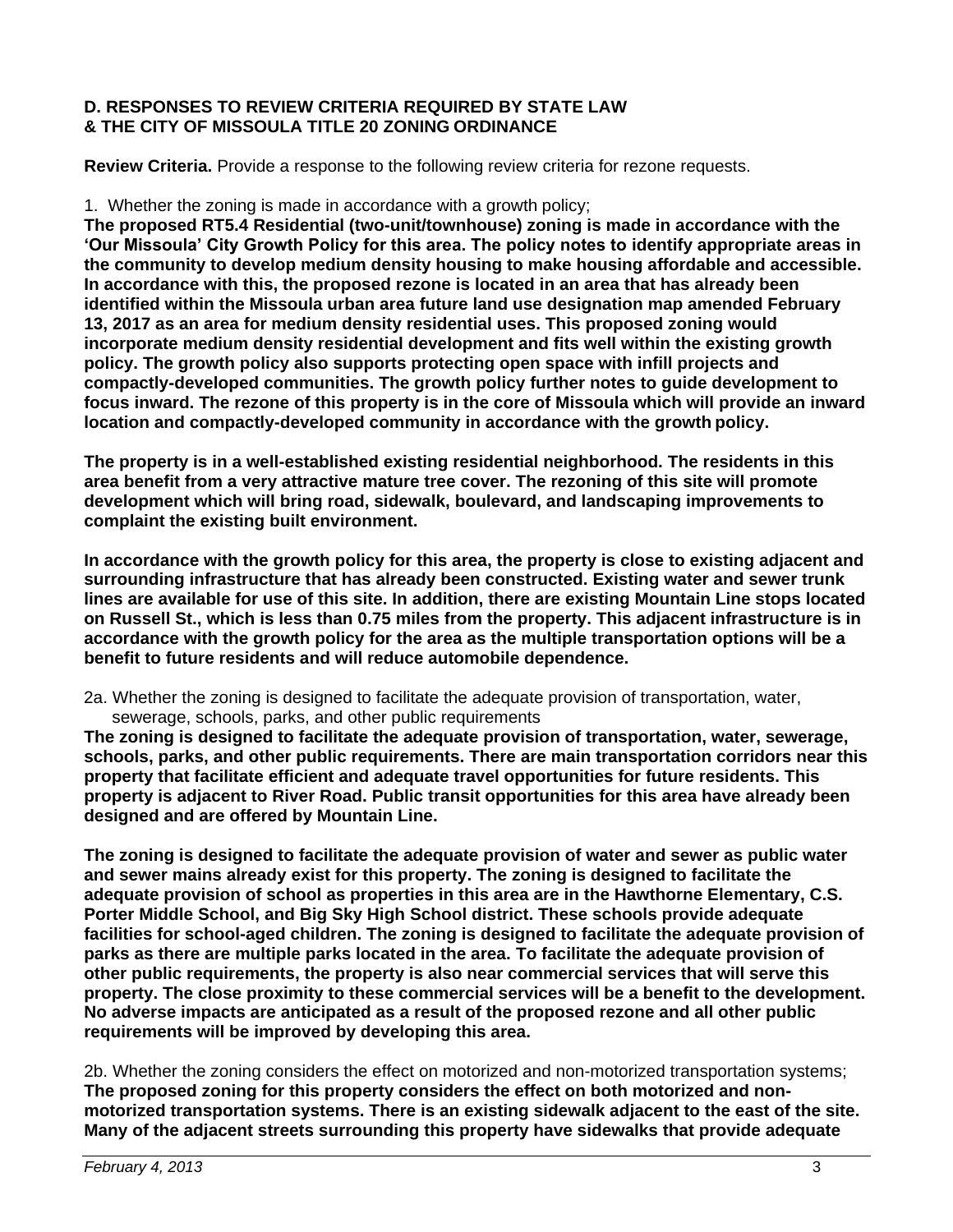**D. RESPONSES TO REVIEW CRITERIA REQUIRED BY STATE LAW & THE CITY OF MISSOULA TITLE 20 ZONING ORDINANCE**

**Review Criteria.** Provide a response to the following review criteria for rezone requests.

1. Whether the zoning is made in accordance with a growth policy;

**The proposed RT5.4 Residential (two-unit/townhouse) zoning is made in accordance with the 'Our Missoula' City Growth Policy for this area. The policy notes to identify appropriate areas in the community to develop medium density housing to make housing affordable and accessible. In accordance with this, the proposed rezone is located in an area that has already been identified within the Missoula urban area future land use designation map amended February 13, 2017 as an area for medium density residential uses. This proposed zoning would incorporate medium density residential development and fits well within the existing growth policy. The growth policy also supports protecting open space with infill projects and compactly-developed communities. The growth policy further notes to guide development to focus inward. The rezone of this property is in the core of Missoula which will provide an inward location and compactly-developed community in accordance with the growth policy.**

**The property is in a well-established existing residential neighborhood. The residents in this area benefit from a very attractive mature tree cover. The rezoning of this site will promote development which will bring road, sidewalk, boulevard, and landscaping improvements to complaint the existing built environment.**

**In accordance with the growth policy for this area, the property is close to existing adjacent and surrounding infrastructure that has already been constructed. Existing water and sewer trunk lines are available for use of this site. In addition, there are existing Mountain Line stops located on Russell St., which is less than 0.75 miles from the property. This adjacent infrastructure is in accordance with the growth policy for the area as the multiple transportation options will be a benefit to future residents and will reduce automobile dependence.**

2a. Whether the zoning is designed to facilitate the adequate provision of transportation, water, sewerage, schools, parks, and other public requirements

**The zoning is designed to facilitate the adequate provision of transportation, water, sewerage, schools, parks, and other public requirements. There are main transportation corridors near this property that facilitate efficient and adequate travel opportunities for future residents. This property is adjacent to River Road. Public transit opportunities for this area have already been designed and are offered by Mountain Line.**

**The zoning is designed to facilitate the adequate provision of water and sewer as public water and sewer mains already exist for this property. The zoning is designed to facilitate the adequate provision of school as properties in this area are in the Hawthorne Elementary, C.S. Porter Middle School, and Big Sky High School district. These schools provide adequate facilities for school-aged children. The zoning is designed to facilitate the adequate provision of parks as there are multiple parks located in the area. To facilitate the adequate provision of other public requirements, the property is also near commercial services that will serve this property. The close proximity to these commercial services will be a benefit to the development. No adverse impacts are anticipated as a result of the proposed rezone and all other public requirements will be improved by developing this area.**

2b. Whether the zoning considers the effect on motorized and non-motorized transportation systems;

**The proposed zoning for this property considers the effect on both motorized and non-motorized transportation systems. There is an existing sidewalk adjacent to the east of the site. Many of the adjacent streets surrounding this property have sidewalks that provide adequate**

*February 4, 2013*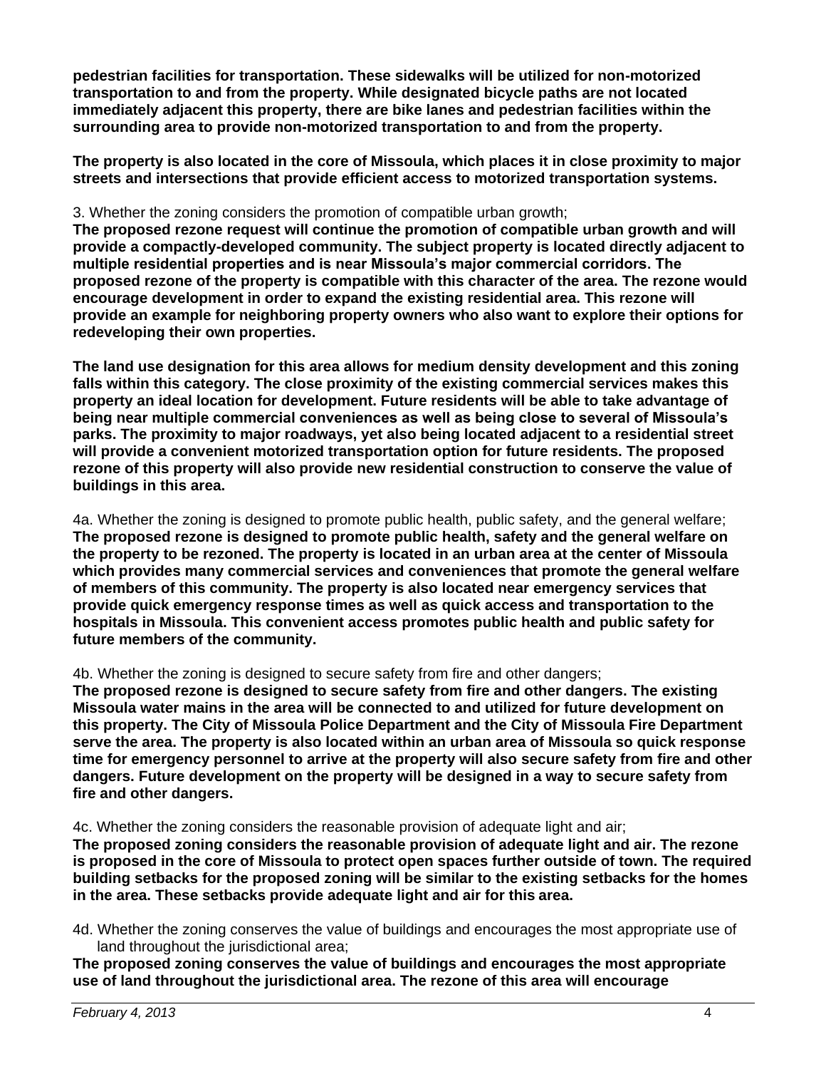**pedestrian facilities for transportation. These sidewalks will be utilized for non-motorized transportation to and from the property. While designated bicycle paths are not located immediately adjacent this property, there are bike lanes and pedestrian facilities within the surrounding area to provide non-motorized transportation to and from the property.**

**The property is also located in the core of Missoula, which places it in close proximity to major streets and intersections that provide efficient access to motorized transportation systems.**

3. Whether the zoning considers the promotion of compatible urban growth;
**The proposed rezone request will continue the promotion of compatible urban growth and will provide a compactly-developed community. The subject property is located directly adjacent to multiple residential properties and is near Missoula's major commercial corridors. The proposed rezone of the property is compatible with this character of the area. The rezone would encourage development in order to expand the existing residential area. This rezone will provide an example for neighboring property owners who also want to explore their options for redeveloping their own properties.**

**The land use designation for this area allows for medium density development and this zoning falls within this category. The close proximity of the existing commercial services makes this property an ideal location for development. Future residents will be able to take advantage of being near multiple commercial conveniences as well as being close to several of Missoula's parks. The proximity to major roadways, yet also being located adjacent to a residential street will provide a convenient motorized transportation option for future residents. The proposed rezone of this property will also provide new residential construction to conserve the value of buildings in this area.**

4a. Whether the zoning is designed to promote public health, public safety, and the general welfare;
**The proposed rezone is designed to promote public health, safety and the general welfare on the property to be rezoned. The property is located in an urban area at the center of Missoula which provides many commercial services and conveniences that promote the general welfare of members of this community. The property is also located near emergency services that provide quick emergency response times as well as quick access and transportation to the hospitals in Missoula. This convenient access promotes public health and public safety for future members of the community.**

4b. Whether the zoning is designed to secure safety from fire and other dangers;
**The proposed rezone is designed to secure safety from fire and other dangers. The existing Missoula water mains in the area will be connected to and utilized for future development on this property. The City of Missoula Police Department and the City of Missoula Fire Department serve the area. The property is also located within an urban area of Missoula so quick response time for emergency personnel to arrive at the property will also secure safety from fire and other dangers. Future development on the property will be designed in a way to secure safety from fire and other dangers.**

4c. Whether the zoning considers the reasonable provision of adequate light and air;
**The proposed zoning considers the reasonable provision of adequate light and air. The rezone is proposed in the core of Missoula to protect open spaces further outside of town. The required building setbacks for the proposed zoning will be similar to the existing setbacks for the homes in the area. These setbacks provide adequate light and air for this area.**

4d. Whether the zoning conserves the value of buildings and encourages the most appropriate use of land throughout the jurisdictional area;
**The proposed zoning conserves the value of buildings and encourages the most appropriate use of land throughout the jurisdictional area. The rezone of this area will encourage**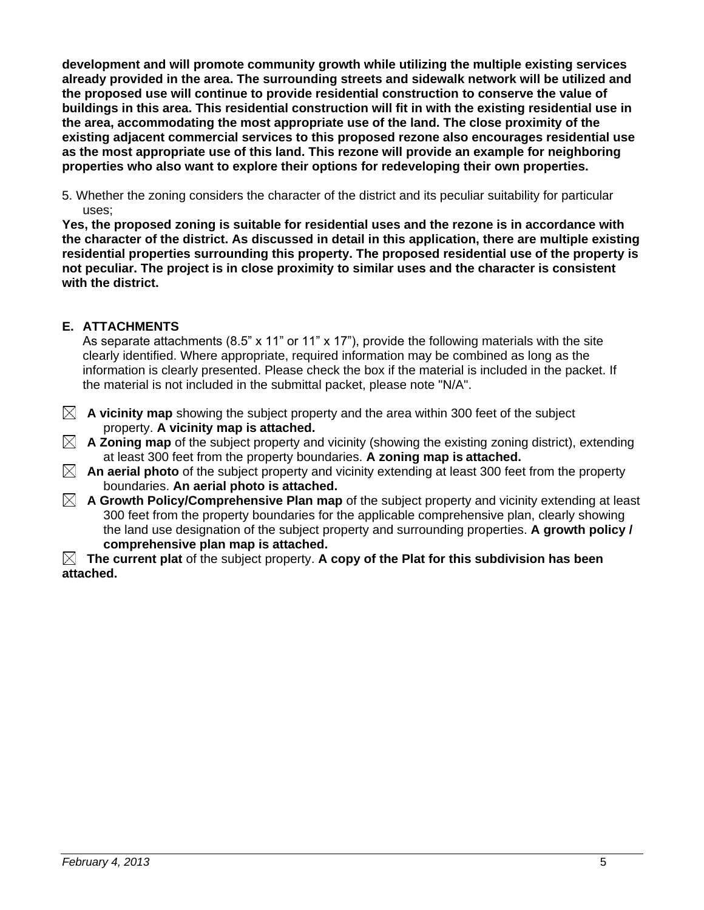**development and will promote community growth while utilizing the multiple existing services already provided in the area. The surrounding streets and sidewalk network will be utilized and the proposed use will continue to provide residential construction to conserve the value of buildings in this area. This residential construction will fit in with the existing residential use in the area, accommodating the most appropriate use of the land. The close proximity of the existing adjacent commercial services to this proposed rezone also encourages residential use as the most appropriate use of this land. This rezone will provide an example for neighboring properties who also want to explore their options for redeveloping their own properties.**

5. Whether the zoning considers the character of the district and its peculiar suitability for particular uses;

**Yes, the proposed zoning is suitable for residential uses and the rezone is in accordance with the character of the district. As discussed in detail in this application, there are multiple existing residential properties surrounding this property. The proposed residential use of the property is not peculiar. The project is in close proximity to similar uses and the character is consistent with the district.**

## E. ATTACHMENTS

As separate attachments (8.5" x 11" or 11" x 17"), provide the following materials with the site clearly identified. Where appropriate, required information may be combined as long as the information is clearly presented. Please check the box if the material is included in the packet. If the material is not included in the submittal packet, please note "N/A".

- ☒ **A vicinity map** showing the subject property and the area within 300 feet of the subject property. **A vicinity map is attached.**
- ☒ **A Zoning map** of the subject property and vicinity (showing the existing zoning district), extending at least 300 feet from the property boundaries. **A zoning map is attached.**
- ☒ **An aerial photo** of the subject property and vicinity extending at least 300 feet from the property boundaries. **An aerial photo is attached.**
- ☒ **A Growth Policy/Comprehensive Plan map** of the subject property and vicinity extending at least 300 feet from the property boundaries for the applicable comprehensive plan, clearly showing the land use designation of the subject property and surrounding properties. **A growth policy / comprehensive plan map is attached.**
- ☒ **The current plat** of the subject property. **A copy of the Plat for this subdivision has been attached.**